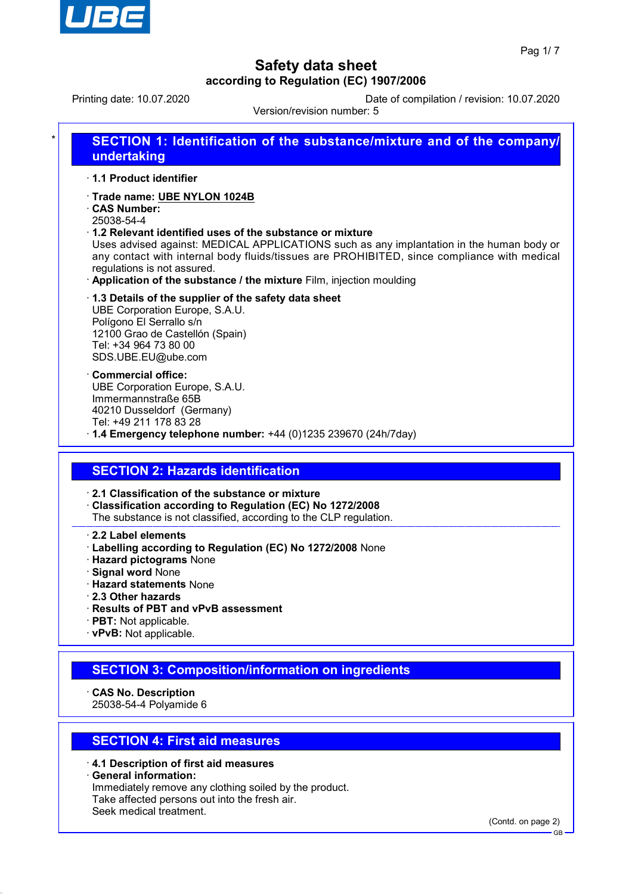# Safety data sheet

**according to Regulation (EC) 1907/2006**

Printing date: 10.07.2020 Date of compilation / revision: 10.07.2020

Version/revision number: 5

## SECTION 1: Identification of the substance/mixture and of the company/undertaking

· **1.1 Product identifier**

· **Trade name: UBE NYLON 1024B**
· **CAS Number:**
25038-54-4
· **1.2 Relevant identified uses of the substance or mixture**
Uses advised against: MEDICAL APPLICATIONS such as any implantation in the human body or any contact with internal body fluids/tissues are PROHIBITED, since compliance with medical regulations is not assured.
· **Application of the substance / the mixture** Film, injection moulding

· **1.3 Details of the supplier of the safety data sheet**
UBE Corporation Europe, S.A.U.
Polígono El Serrallo s/n
12100 Grao de Castellón (Spain)
Tel: +34 964 73 80 00
SDS.UBE.EU@ube.com

· **Commercial office:**
UBE Corporation Europe, S.A.U.
Immermannstraße 65B
40210 Dusseldorf (Germany)
Tel: +49 211 178 83 28
· **1.4 Emergency telephone number:** +44 (0)1235 239670 (24h/7day)

## SECTION 2: Hazards identification

· **2.1 Classification of the substance or mixture**
· **Classification according to Regulation (EC) No 1272/2008**
The substance is not classified, according to the CLP regulation.

· **2.2 Label elements**
· **Labelling according to Regulation (EC) No 1272/2008** None
· **Hazard pictograms** None
· **Signal word** None
· **Hazard statements** None
· **2.3 Other hazards**
· **Results of PBT and vPvB assessment**
· **PBT:** Not applicable.
· **vPvB:** Not applicable.

## SECTION 3: Composition/information on ingredients

· **CAS No. Description**
25038-54-4 Polyamide 6

## SECTION 4: First aid measures

· **4.1 Description of first aid measures**
· **General information:**
Immediately remove any clothing soiled by the product.
Take affected persons out into the fresh air.
Seek medical treatment.

(Contd. on page 2)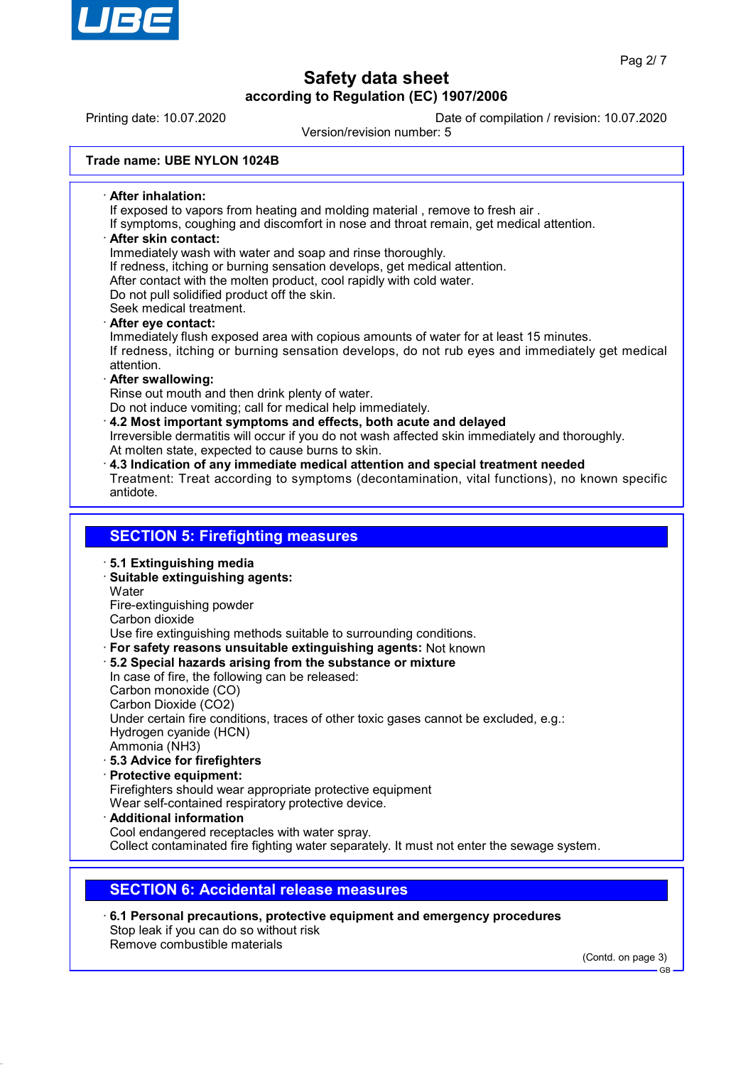**Trade name: UBE NYLON 1024B**

- **After inhalation:**
  If exposed to vapors from heating and molding material , remove to fresh air .
  If symptoms, coughing and discomfort in nose and throat remain, get medical attention.
- **After skin contact:**
  Immediately wash with water and soap and rinse thoroughly.
  If redness, itching or burning sensation develops, get medical attention.
  After contact with the molten product, cool rapidly with cold water.
  Do not pull solidified product off the skin.
  Seek medical treatment.
- **After eye contact:**
  Immediately flush exposed area with copious amounts of water for at least 15 minutes.
  If redness, itching or burning sensation develops, do not rub eyes and immediately get medical attention.
- **After swallowing:**
  Rinse out mouth and then drink plenty of water.
  Do not induce vomiting; call for medical help immediately.
- **4.2 Most important symptoms and effects, both acute and delayed**
  Irreversible dermatitis will occur if you do not wash affected skin immediately and thoroughly.
  At molten state, expected to cause burns to skin.
- **4.3 Indication of any immediate medical attention and special treatment needed**
  Treatment: Treat according to symptoms (decontamination, vital functions), no known specific antidote.

## SECTION 5: Firefighting measures

- **5.1 Extinguishing media**
- **Suitable extinguishing agents:**
  Water
  Fire-extinguishing powder
  Carbon dioxide
  Use fire extinguishing methods suitable to surrounding conditions.
- **For safety reasons unsuitable extinguishing agents:** Not known
- **5.2 Special hazards arising from the substance or mixture**
  In case of fire, the following can be released:
  Carbon monoxide (CO)
  Carbon Dioxide ($CO_2$)
  Under certain fire conditions, traces of other toxic gases cannot be excluded, e.g.:
  Hydrogen cyanide (HCN)
  Ammonia ($NH_3$)
- **5.3 Advice for firefighters**
- **Protective equipment:**
  Firefighters should wear appropriate protective equipment
  Wear self-contained respiratory protective device.
- **Additional information**
  Cool endangered receptacles with water spray.
  Collect contaminated fire fighting water separately. It must not enter the sewage system.

## SECTION 6: Accidental release measures

- **6.1 Personal precautions, protective equipment and emergency procedures**
  Stop leak if you can do so without risk
  Remove combustible materials

(Contd. on page 3)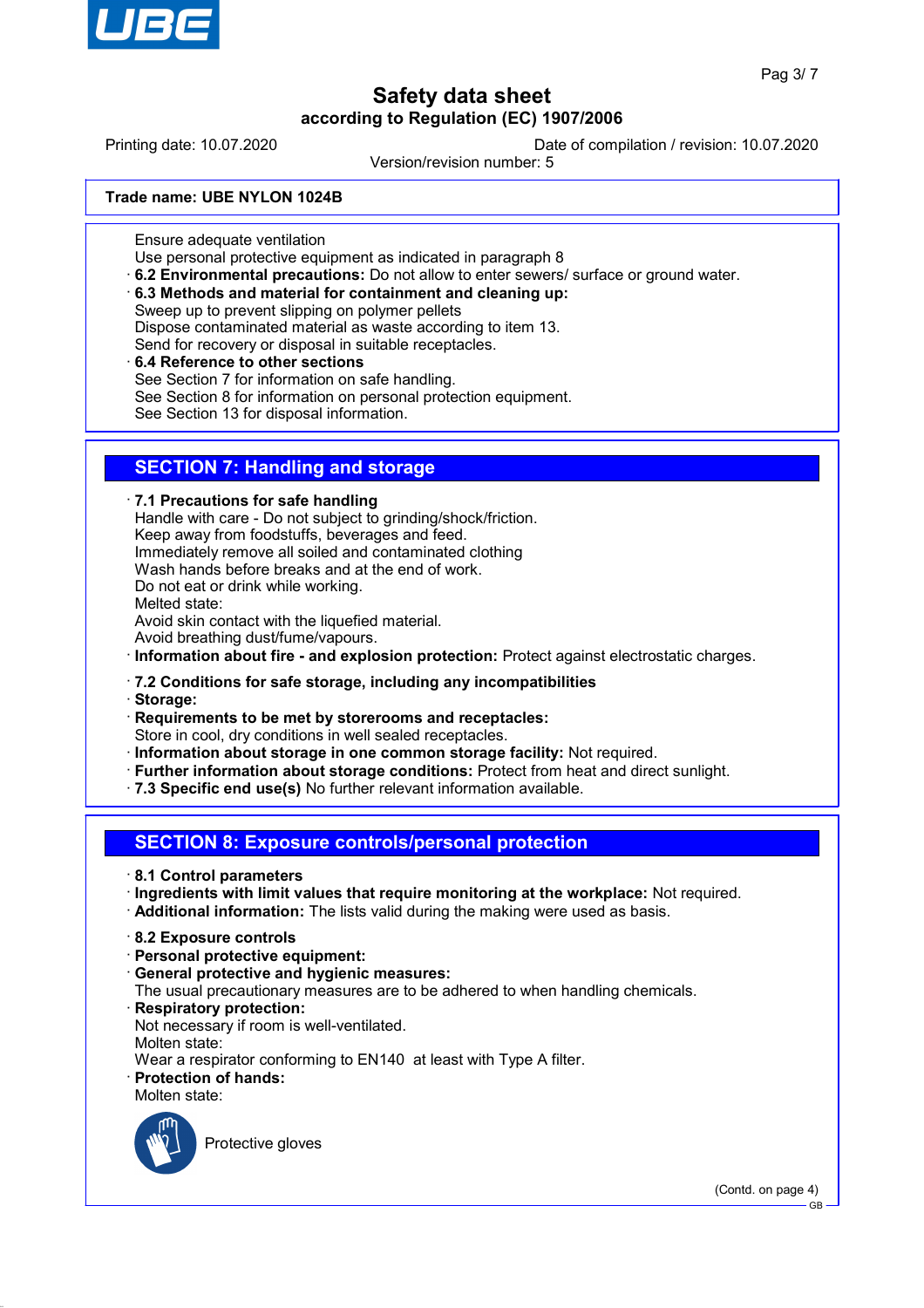Safety data sheet
according to Regulation (EC) 1907/2006

Printing date: 10.07.2020 Date of compilation / revision: 10.07.2020
Version/revision number: 5

**Trade name: UBE NYLON 1024B**

Ensure adequate ventilation
Use personal protective equipment as indicated in paragraph 8

- **6.2 Environmental precautions:** Do not allow to enter sewers/ surface or ground water.
- **6.3 Methods and material for containment and cleaning up:**
  Sweep up to prevent slipping on polymer pellets
  Dispose contaminated material as waste according to item 13.
  Send for recovery or disposal in suitable receptacles.
- **6.4 Reference to other sections**
  See Section 7 for information on safe handling.
  See Section 8 for information on personal protection equipment.
  See Section 13 for disposal information.

## SECTION 7: Handling and storage

- **7.1 Precautions for safe handling**
  Handle with care - Do not subject to grinding/shock/friction.
  Keep away from foodstuffs, beverages and feed.
  Immediately remove all soiled and contaminated clothing
  Wash hands before breaks and at the end of work.
  Do not eat or drink while working.
  Melted state:
  Avoid skin contact with the liquefied material.
  Avoid breathing dust/fume/vapours.
- **Information about fire - and explosion protection:** Protect against electrostatic charges.

- **7.2 Conditions for safe storage, including any incompatibilities**
- **Storage:**
- **Requirements to be met by storerooms and receptacles:**
  Store in cool, dry conditions in well sealed receptacles.
- **Information about storage in one common storage facility:** Not required.
- **Further information about storage conditions:** Protect from heat and direct sunlight.
- **7.3 Specific end use(s)** No further relevant information available.

## SECTION 8: Exposure controls/personal protection

- **8.1 Control parameters**
- **Ingredients with limit values that require monitoring at the workplace:** Not required.
- **Additional information:** The lists valid during the making were used as basis.

- **8.2 Exposure controls**
- **Personal protective equipment:**
- **General protective and hygienic measures:**
  The usual precautionary measures are to be adhered to when handling chemicals.
- **Respiratory protection:**
  Not necessary if room is well-ventilated.
  Molten state:
  Wear a respirator conforming to EN140 at least with Type A filter.
- **Protection of hands:**
  Molten state:

Protective gloves

(Contd. on page 4)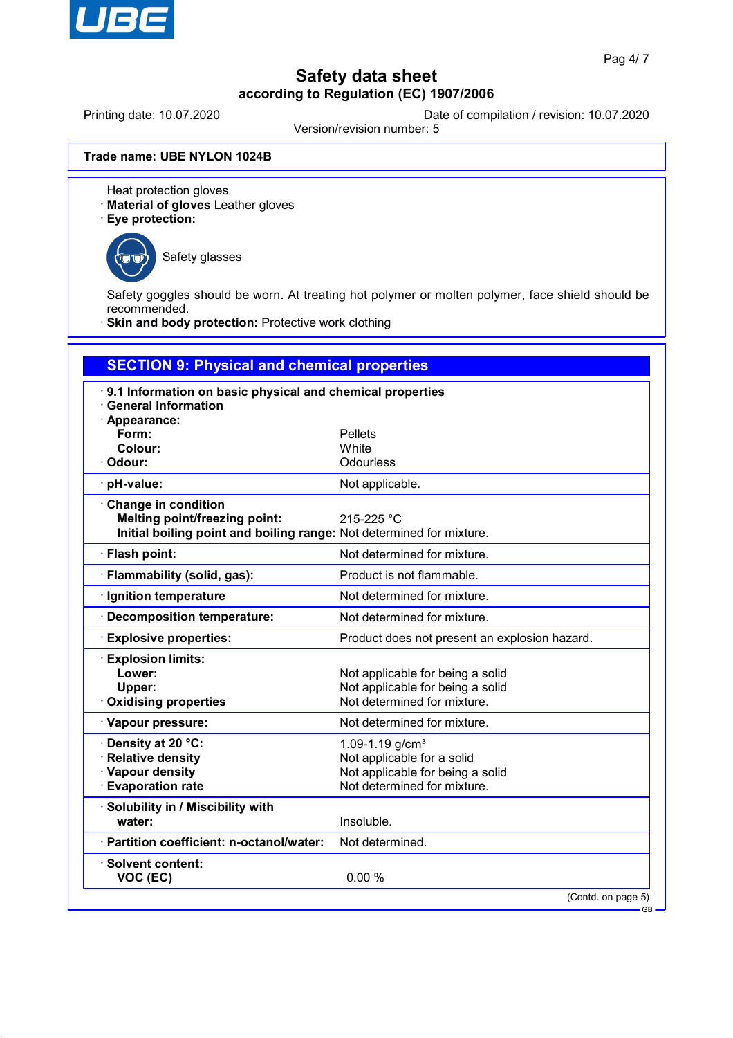**Trade name: UBE NYLON 1024B**

Heat protection gloves
· **Material of gloves** Leather gloves
· **Eye protection:**

Safety glasses

Safety goggles should be worn. At treating hot polymer or molten polymer, face shield should be recommended.
· **Skin and body protection:** Protective work clothing

## SECTION 9: Physical and chemical properties

· **9.1 Information on basic physical and chemical properties**
· **General Information**

| Property | Value |
|---|---|
| · **Appearance:** | |
| **Form:** | Pellets |
| **Colour:** | White |
| · **Odour:** | Odourless |
| · **pH-value:** | Not applicable. |
| · **Change in condition** | |
| **Melting point/freezing point:** | 215-225 °C |
| **Initial boiling point and boiling range:** | Not determined for mixture. |
| · **Flash point:** | Not determined for mixture. |
| · **Flammability (solid, gas):** | Product is not flammable. |
| · **Ignition temperature** | Not determined for mixture. |
| · **Decomposition temperature:** | Not determined for mixture. |
| · **Explosive properties:** | Product does not present an explosion hazard. |
| · **Explosion limits:** | |
| **Lower:** | Not applicable for being a solid |
| **Upper:** | Not applicable for being a solid |
| · **Oxidising properties** | Not determined for mixture. |
| · **Vapour pressure:** | Not determined for mixture. |
| · **Density at 20 °C:** | 1.09-1.19 g/cm³ |
| · **Relative density** | Not applicable for a solid |
| · **Vapour density** | Not applicable for being a solid |
| · **Evaporation rate** | Not determined for mixture. |
| · **Solubility in / Miscibility with** | |
| **water:** | Insoluble. |
| · **Partition coefficient: n-octanol/water:** | Not determined. |
| · **Solvent content:** | |
| **VOC (EC)** | 0.00 % |

(Contd. on page 5)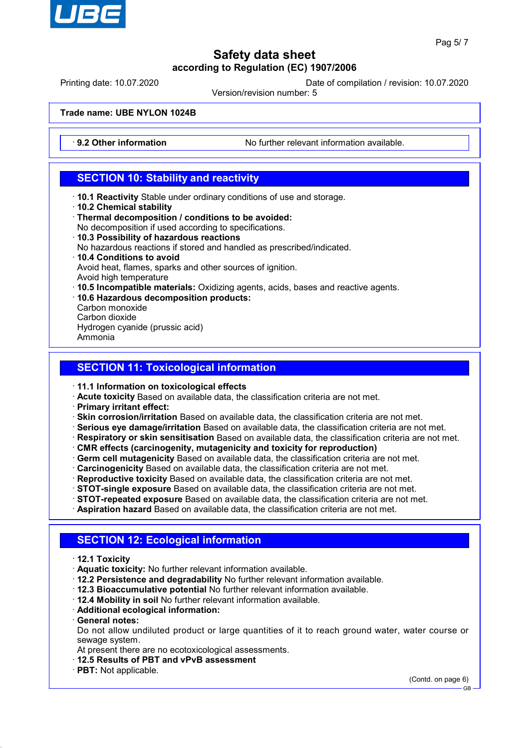Trade name: UBE NYLON 1024B

· **9.2 Other information** No further relevant information available.

## SECTION 10: Stability and reactivity

· **10.1 Reactivity** Stable under ordinary conditions of use and storage.
· **10.2 Chemical stability**
· **Thermal decomposition / conditions to be avoided:**
No decomposition if used according to specifications.
· **10.3 Possibility of hazardous reactions**
No hazardous reactions if stored and handled as prescribed/indicated.
· **10.4 Conditions to avoid**
Avoid heat, flames, sparks and other sources of ignition.
Avoid high temperature
· **10.5 Incompatible materials:** Oxidizing agents, acids, bases and reactive agents.
· **10.6 Hazardous decomposition products:**
Carbon monoxide
Carbon dioxide
Hydrogen cyanide (prussic acid)
Ammonia

## SECTION 11: Toxicological information

· **11.1 Information on toxicological effects**
· **Acute toxicity** Based on available data, the classification criteria are not met.
· **Primary irritant effect:**
· **Skin corrosion/irritation** Based on available data, the classification criteria are not met.
· **Serious eye damage/irritation** Based on available data, the classification criteria are not met.
· **Respiratory or skin sensitisation** Based on available data, the classification criteria are not met.
· **CMR effects (carcinogenity, mutagenicity and toxicity for reproduction)**
· **Germ cell mutagenicity** Based on available data, the classification criteria are not met.
· **Carcinogenicity** Based on available data, the classification criteria are not met.
· **Reproductive toxicity** Based on available data, the classification criteria are not met.
· **STOT-single exposure** Based on available data, the classification criteria are not met.
· **STOT-repeated exposure** Based on available data, the classification criteria are not met.
· **Aspiration hazard** Based on available data, the classification criteria are not met.

## SECTION 12: Ecological information

· **12.1 Toxicity**
· **Aquatic toxicity:** No further relevant information available.
· **12.2 Persistence and degradability** No further relevant information available.
· **12.3 Bioaccumulative potential** No further relevant information available.
· **12.4 Mobility in soil** No further relevant information available.
· **Additional ecological information:**
· **General notes:**
Do not allow undiluted product or large quantities of it to reach ground water, water course or sewage system.
At present there are no ecotoxicological assessments.
· **12.5 Results of PBT and vPvB assessment**
· **PBT:** Not applicable.

(Contd. on page 6)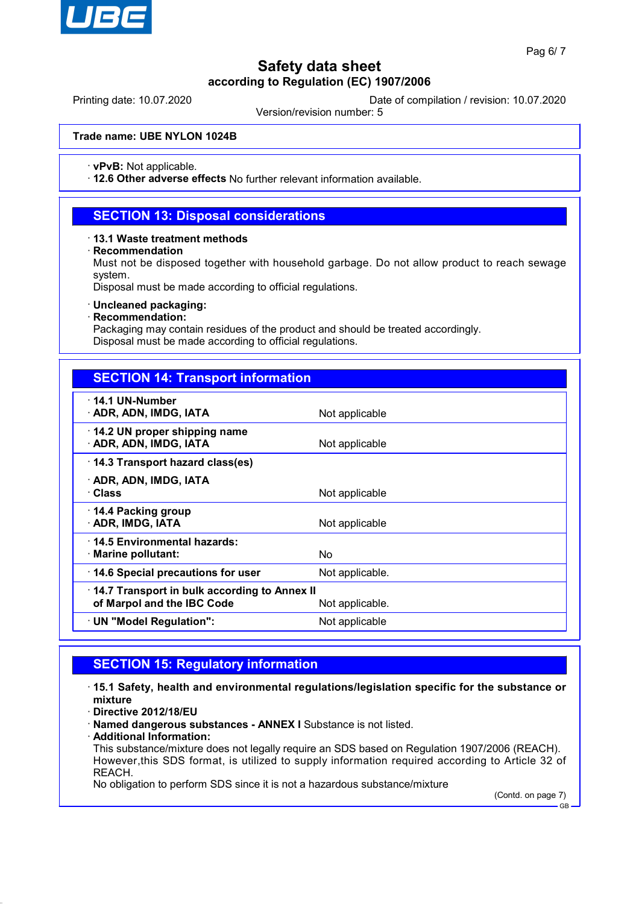**Trade name: UBE NYLON 1024B**

· **vPvB:** Not applicable.
· **12.6 Other adverse effects** No further relevant information available.

## SECTION 13: Disposal considerations

· **13.1 Waste treatment methods**
· **Recommendation**
Must not be disposed together with household garbage. Do not allow product to reach sewage system.
Disposal must be made according to official regulations.

· **Uncleaned packaging:**
· **Recommendation:**
Packaging may contain residues of the product and should be treated accordingly.
Disposal must be made according to official regulations.

## SECTION 14: Transport information

| | |
|---|---|
| · **14.1 UN-Number**<br>· **ADR, ADN, IMDG, IATA** | Not applicable |
| · **14.2 UN proper shipping name**<br>· **ADR, ADN, IMDG, IATA** | Not applicable |
| · **14.3 Transport hazard class(es)**<br>· **ADR, ADN, IMDG, IATA**<br>· **Class** | Not applicable |
| · **14.4 Packing group**<br>· **ADR, IMDG, IATA** | Not applicable |
| · **14.5 Environmental hazards:**<br>· **Marine pollutant:** | No |
| · **14.6 Special precautions for user** | Not applicable. |
| · **14.7 Transport in bulk according to Annex II of Marpol and the IBC Code** | Not applicable. |
| · **UN "Model Regulation":** | Not applicable |

## SECTION 15: Regulatory information

· **15.1 Safety, health and environmental regulations/legislation specific for the substance or mixture**
· **Directive 2012/18/EU**
· **Named dangerous substances - ANNEX I** Substance is not listed.
· **Additional Information:**
This substance/mixture does not legally require an SDS based on Regulation 1907/2006 (REACH). However,this SDS format, is utilized to supply information required according to Article 32 of REACH.
No obligation to perform SDS since it is not a hazardous substance/mixture

(Contd. on page 7)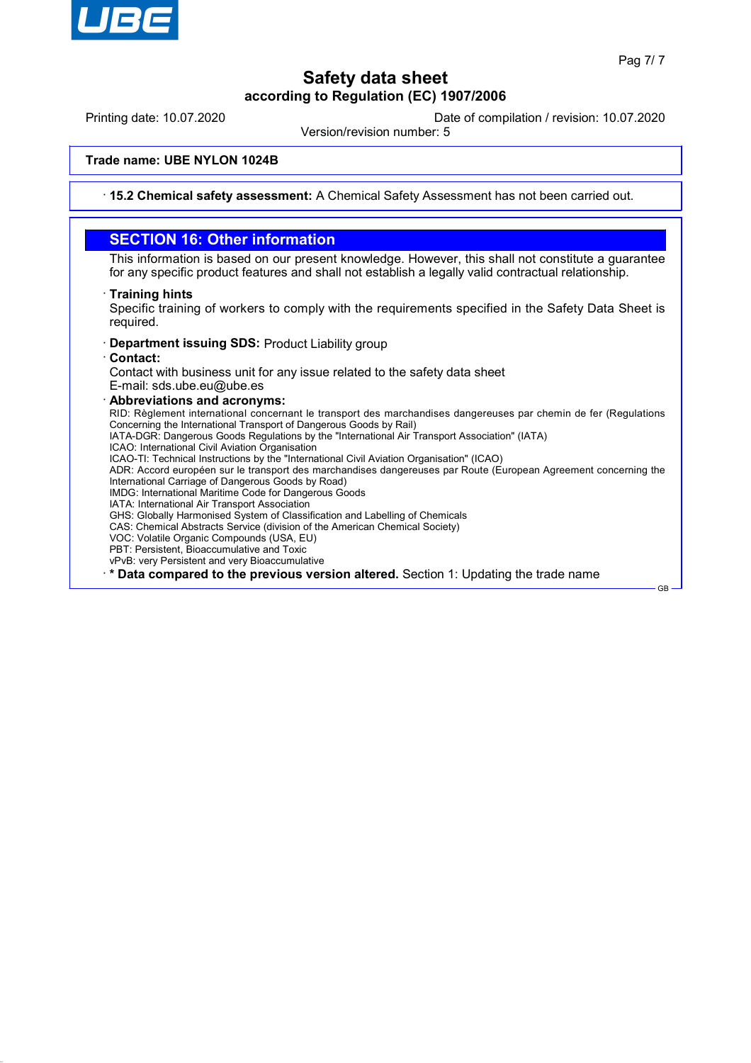# Safety data sheet
## according to Regulation (EC) 1907/2006

Printing date: 10.07.2020 | Date of compilation / revision: 10.07.2020
Version/revision number: 5

**Trade name: UBE NYLON 1024B**

· **15.2 Chemical safety assessment:** A Chemical Safety Assessment has not been carried out.

## SECTION 16: Other information

This information is based on our present knowledge. However, this shall not constitute a guarantee for any specific product features and shall not establish a legally valid contractual relationship.

· **Training hints**
Specific training of workers to comply with the requirements specified in the Safety Data Sheet is required.

· **Department issuing SDS:** Product Liability group
· **Contact:**
Contact with business unit for any issue related to the safety data sheet
E-mail: sds.ube.eu@ube.es
· **Abbreviations and acronyms:**
RID: Règlement international concernant le transport des marchandises dangereuses par chemin de fer (Regulations Concerning the International Transport of Dangerous Goods by Rail)
IATA-DGR: Dangerous Goods Regulations by the "International Air Transport Association" (IATA)
ICAO: International Civil Aviation Organisation
ICAO-TI: Technical Instructions by the "International Civil Aviation Organisation" (ICAO)
ADR: Accord européen sur le transport des marchandises dangereuses par Route (European Agreement concerning the International Carriage of Dangerous Goods by Road)
IMDG: International Maritime Code for Dangerous Goods
IATA: International Air Transport Association
GHS: Globally Harmonised System of Classification and Labelling of Chemicals
CAS: Chemical Abstracts Service (division of the American Chemical Society)
VOC: Volatile Organic Compounds (USA, EU)
PBT: Persistent, Bioaccumulative and Toxic
vPvB: very Persistent and very Bioaccumulative
· *** Data compared to the previous version altered.** Section 1: Updating the trade name